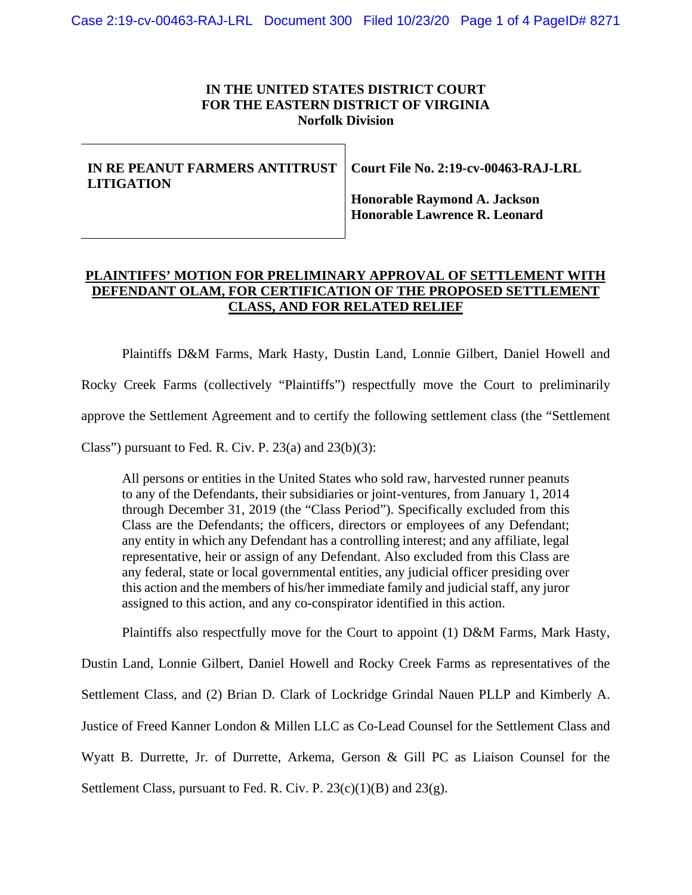**IN THE UNITED STATES DISTRICT COURT**
**FOR THE EASTERN DISTRICT OF VIRGINIA**
**Norfolk Division**

| **IN RE PEANUT FARMERS ANTITRUST LITIGATION** | **Court File No. 2:19-cv-00463-RAJ-LRL**<br><br>**Honorable Raymond A. Jackson**<br>**Honorable Lawrence R. Leonard** |
|---|---|

**PLAINTIFFS' MOTION FOR PRELIMINARY APPROVAL OF SETTLEMENT WITH DEFENDANT OLAM, FOR CERTIFICATION OF THE PROPOSED SETTLEMENT CLASS, AND FOR RELATED RELIEF**

Plaintiffs D&M Farms, Mark Hasty, Dustin Land, Lonnie Gilbert, Daniel Howell and Rocky Creek Farms (collectively "Plaintiffs") respectfully move the Court to preliminarily approve the Settlement Agreement and to certify the following settlement class (the "Settlement Class") pursuant to Fed. R. Civ. P. 23(a) and 23(b)(3):

> All persons or entities in the United States who sold raw, harvested runner peanuts to any of the Defendants, their subsidiaries or joint-ventures, from January 1, 2014 through December 31, 2019 (the "Class Period"). Specifically excluded from this Class are the Defendants; the officers, directors or employees of any Defendant; any entity in which any Defendant has a controlling interest; and any affiliate, legal representative, heir or assign of any Defendant. Also excluded from this Class are any federal, state or local governmental entities, any judicial officer presiding over this action and the members of his/her immediate family and judicial staff, any juror assigned to this action, and any co-conspirator identified in this action.

Plaintiffs also respectfully move for the Court to appoint (1) D&M Farms, Mark Hasty, Dustin Land, Lonnie Gilbert, Daniel Howell and Rocky Creek Farms as representatives of the Settlement Class, and (2) Brian D. Clark of Lockridge Grindal Nauen PLLP and Kimberly A. Justice of Freed Kanner London & Millen LLC as Co-Lead Counsel for the Settlement Class and Wyatt B. Durrette, Jr. of Durrette, Arkema, Gerson & Gill PC as Liaison Counsel for the Settlement Class, pursuant to Fed. R. Civ. P. 23(c)(1)(B) and 23(g).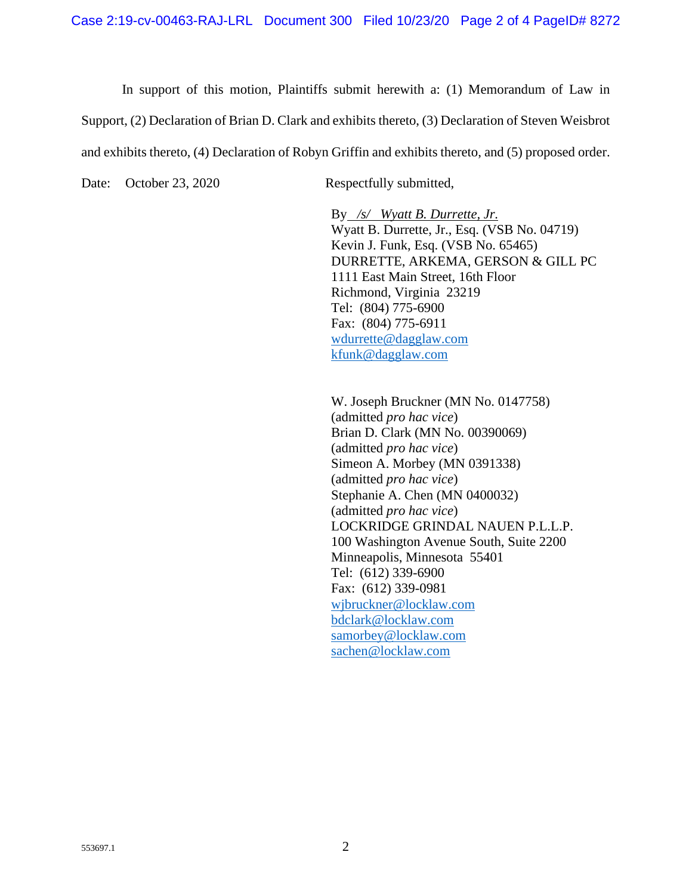In support of this motion, Plaintiffs submit herewith a: (1) Memorandum of Law in Support, (2) Declaration of Brian D. Clark and exhibits thereto, (3) Declaration of Steven Weisbrot and exhibits thereto, (4) Declaration of Robyn Griffin and exhibits thereto, and (5) proposed order.

Date: October 23, 2020

Respectfully submitted,

By /s/ *Wyatt B. Durrette, Jr.*
Wyatt B. Durrette, Jr., Esq. (VSB No. 04719)
Kevin J. Funk, Esq. (VSB No. 65465)
DURRETTE, ARKEMA, GERSON & GILL PC
1111 East Main Street, 16th Floor
Richmond, Virginia 23219
Tel: (804) 775-6900
Fax: (804) 775-6911
wdurrette@dagglaw.com
kfunk@dagglaw.com

W. Joseph Bruckner (MN No. 0147758)
(admitted *pro hac vice*)
Brian D. Clark (MN No. 00390069)
(admitted *pro hac vice*)
Simeon A. Morbey (MN 0391338)
(admitted *pro hac vice*)
Stephanie A. Chen (MN 0400032)
(admitted *pro hac vice*)
LOCKRIDGE GRINDAL NAUEN P.L.L.P.
100 Washington Avenue South, Suite 2200
Minneapolis, Minnesota 55401
Tel: (612) 339-6900
Fax: (612) 339-0981
wjbruckner@locklaw.com
bdclark@locklaw.com
samorbey@locklaw.com
sachen@locklaw.com

553697.1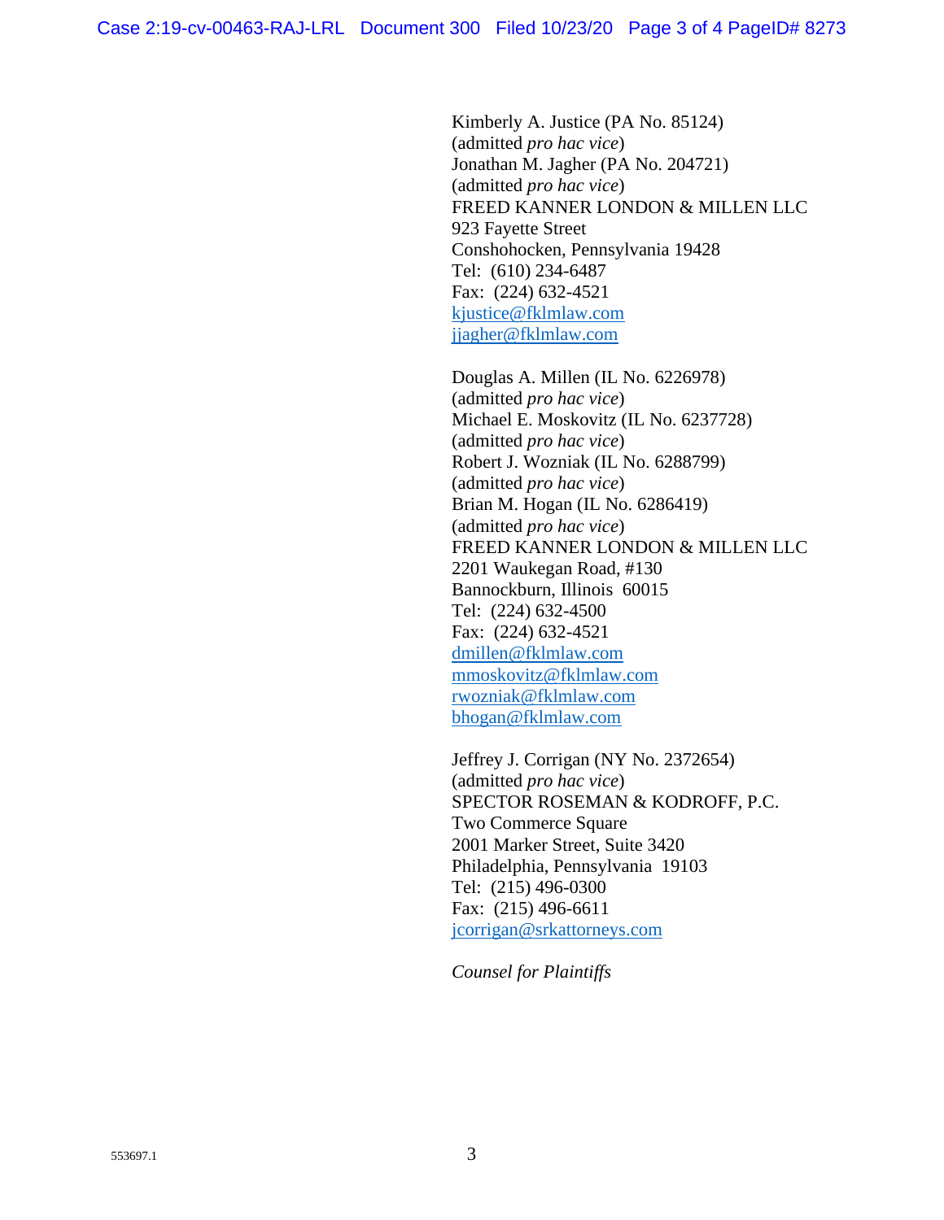Kimberly A. Justice (PA No. 85124)
(admitted *pro hac vice*)
Jonathan M. Jagher (PA No. 204721)
(admitted *pro hac vice*)
FREED KANNER LONDON & MILLEN LLC
923 Fayette Street
Conshohocken, Pennsylvania 19428
Tel: (610) 234-6487
Fax: (224) 632-4521
kjustice@fklmlaw.com
jjagher@fklmlaw.com

Douglas A. Millen (IL No. 6226978)
(admitted *pro hac vice*)
Michael E. Moskovitz (IL No. 6237728)
(admitted *pro hac vice*)
Robert J. Wozniak (IL No. 6288799)
(admitted *pro hac vice*)
Brian M. Hogan (IL No. 6286419)
(admitted *pro hac vice*)
FREED KANNER LONDON & MILLEN LLC
2201 Waukegan Road, #130
Bannockburn, Illinois 60015
Tel: (224) 632-4500
Fax: (224) 632-4521
dmillen@fklmlaw.com
mmoskovitz@fklmlaw.com
rwozniak@fklmlaw.com
bhogan@fklmlaw.com

Jeffrey J. Corrigan (NY No. 2372654)
(admitted *pro hac vice*)
SPECTOR ROSEMAN & KODROFF, P.C.
Two Commerce Square
2001 Marker Street, Suite 3420
Philadelphia, Pennsylvania 19103
Tel: (215) 496-0300
Fax: (215) 496-6611
jcorrigan@srkattorneys.com

*Counsel for Plaintiffs*

553697.1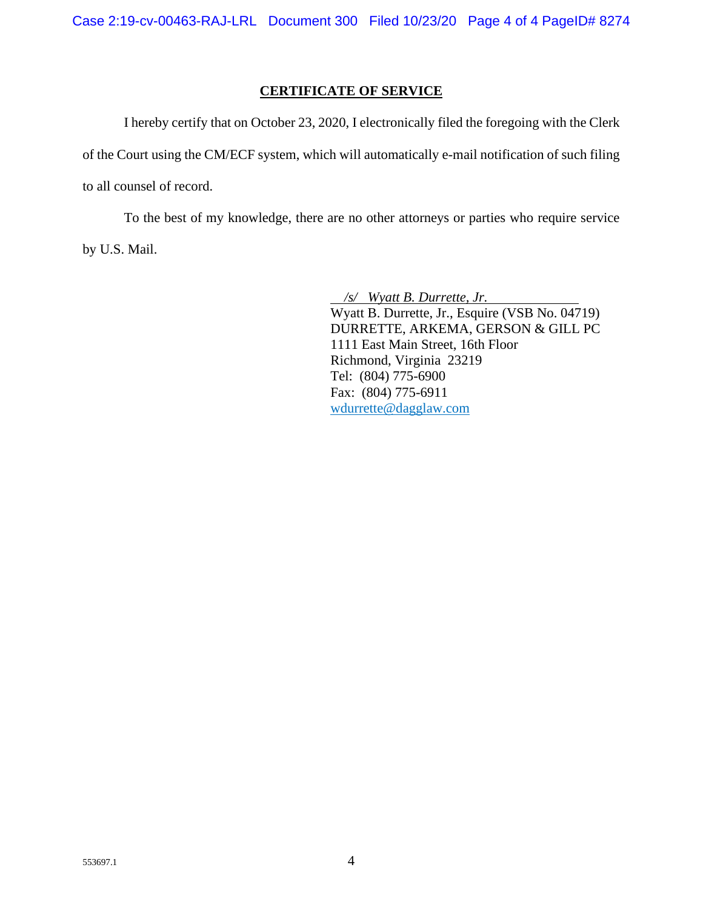## CERTIFICATE OF SERVICE

I hereby certify that on October 23, 2020, I electronically filed the foregoing with the Clerk of the Court using the CM/ECF system, which will automatically e-mail notification of such filing to all counsel of record.

To the best of my knowledge, there are no other attorneys or parties who require service by U.S. Mail.

*/s/ Wyatt B. Durrette, Jr.*
Wyatt B. Durrette, Jr., Esquire (VSB No. 04719)
DURRETTE, ARKEMA, GERSON & GILL PC
1111 East Main Street, 16th Floor
Richmond, Virginia 23219
Tel: (804) 775-6900
Fax: (804) 775-6911
wdurrette@dagglaw.com

553697.1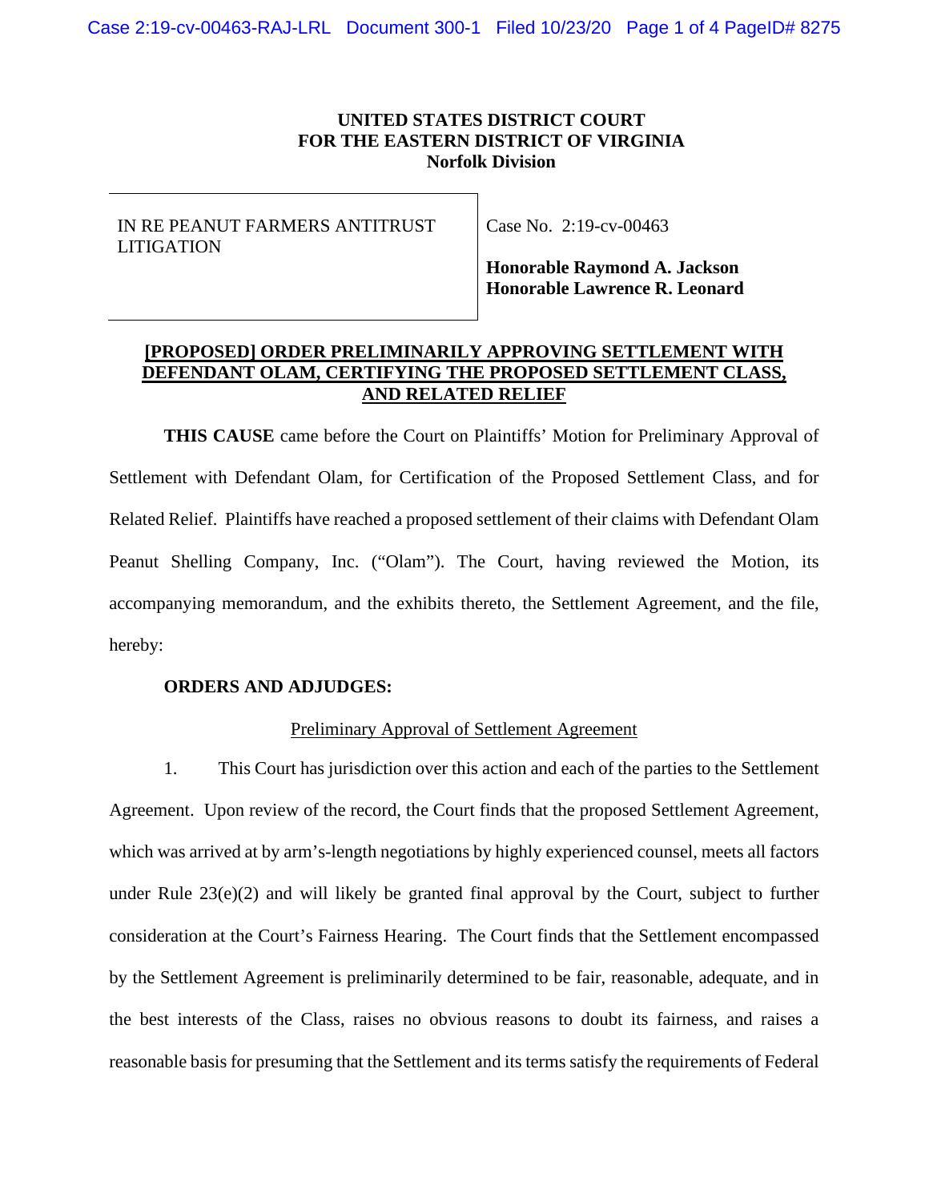**UNITED STATES DISTRICT COURT**
**FOR THE EASTERN DISTRICT OF VIRGINIA**
**Norfolk Division**

| IN RE PEANUT FARMERS ANTITRUST LITIGATION | Case No. 2:19-cv-00463 **Honorable Raymond A. Jackson** **Honorable Lawrence R. Leonard** |
|---|---|

**[PROPOSED] ORDER PRELIMINARILY APPROVING SETTLEMENT WITH DEFENDANT OLAM, CERTIFYING THE PROPOSED SETTLEMENT CLASS, AND RELATED RELIEF**

**THIS CAUSE** came before the Court on Plaintiffs' Motion for Preliminary Approval of Settlement with Defendant Olam, for Certification of the Proposed Settlement Class, and for Related Relief. Plaintiffs have reached a proposed settlement of their claims with Defendant Olam Peanut Shelling Company, Inc. ("Olam"). The Court, having reviewed the Motion, its accompanying memorandum, and the exhibits thereto, the Settlement Agreement, and the file, hereby:

**ORDERS AND ADJUDGES:**

Preliminary Approval of Settlement Agreement

1. This Court has jurisdiction over this action and each of the parties to the Settlement Agreement. Upon review of the record, the Court finds that the proposed Settlement Agreement, which was arrived at by arm's-length negotiations by highly experienced counsel, meets all factors under Rule 23(e)(2) and will likely be granted final approval by the Court, subject to further consideration at the Court's Fairness Hearing. The Court finds that the Settlement encompassed by the Settlement Agreement is preliminarily determined to be fair, reasonable, adequate, and in the best interests of the Class, raises no obvious reasons to doubt its fairness, and raises a reasonable basis for presuming that the Settlement and its terms satisfy the requirements of Federal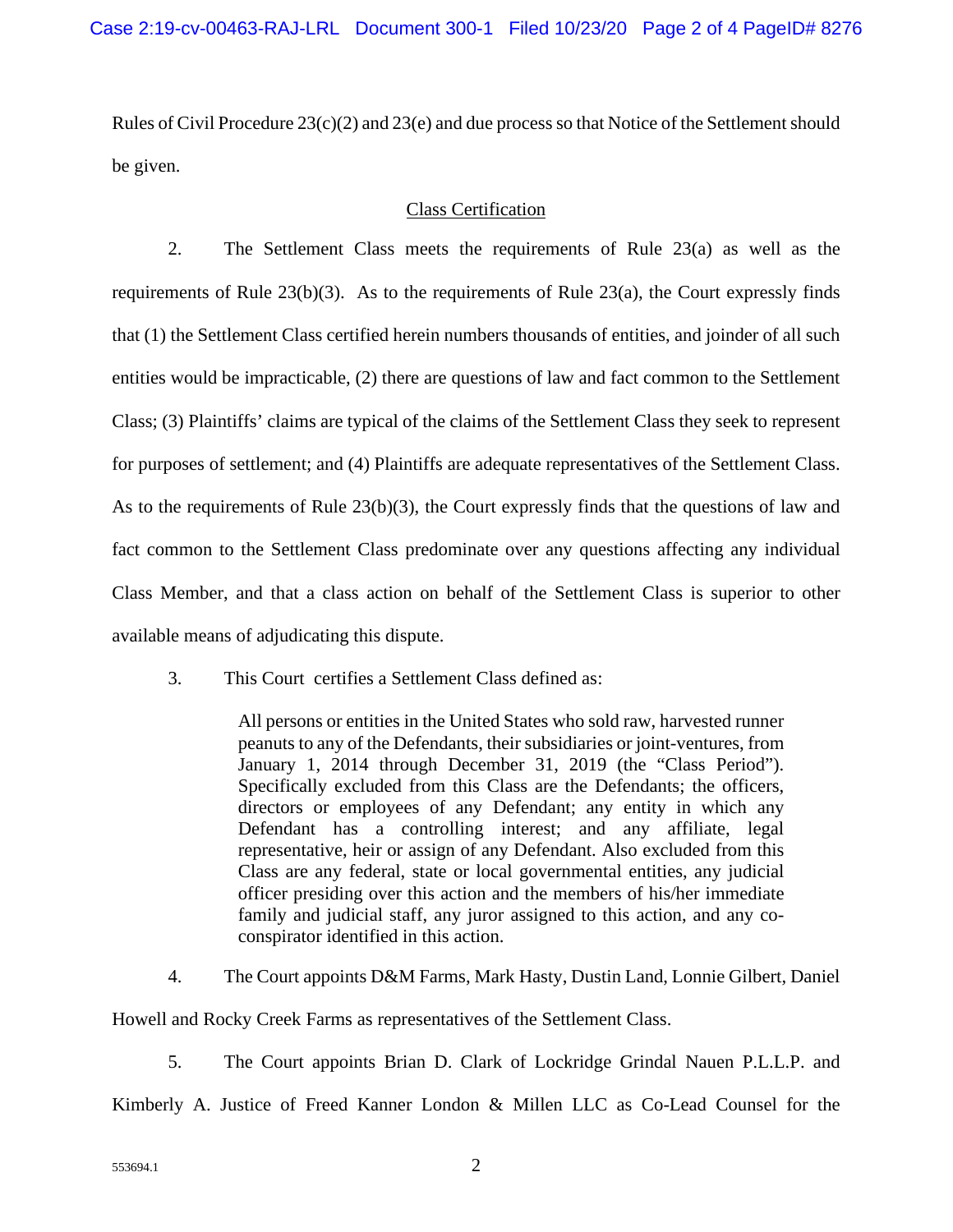Rules of Civil Procedure 23(c)(2) and 23(e) and due process so that Notice of the Settlement should be given.

## Class Certification

2. The Settlement Class meets the requirements of Rule 23(a) as well as the requirements of Rule 23(b)(3). As to the requirements of Rule 23(a), the Court expressly finds that (1) the Settlement Class certified herein numbers thousands of entities, and joinder of all such entities would be impracticable, (2) there are questions of law and fact common to the Settlement Class; (3) Plaintiffs' claims are typical of the claims of the Settlement Class they seek to represent for purposes of settlement; and (4) Plaintiffs are adequate representatives of the Settlement Class. As to the requirements of Rule 23(b)(3), the Court expressly finds that the questions of law and fact common to the Settlement Class predominate over any questions affecting any individual Class Member, and that a class action on behalf of the Settlement Class is superior to other available means of adjudicating this dispute.

3. This Court certifies a Settlement Class defined as:

> All persons or entities in the United States who sold raw, harvested runner peanuts to any of the Defendants, their subsidiaries or joint-ventures, from January 1, 2014 through December 31, 2019 (the "Class Period"). Specifically excluded from this Class are the Defendants; the officers, directors or employees of any Defendant; any entity in which any Defendant has a controlling interest; and any affiliate, legal representative, heir or assign of any Defendant. Also excluded from this Class are any federal, state or local governmental entities, any judicial officer presiding over this action and the members of his/her immediate family and judicial staff, any juror assigned to this action, and any co-conspirator identified in this action.

4. The Court appoints D&M Farms, Mark Hasty, Dustin Land, Lonnie Gilbert, Daniel Howell and Rocky Creek Farms as representatives of the Settlement Class.

5. The Court appoints Brian D. Clark of Lockridge Grindal Nauen P.L.L.P. and Kimberly A. Justice of Freed Kanner London & Millen LLC as Co-Lead Counsel for the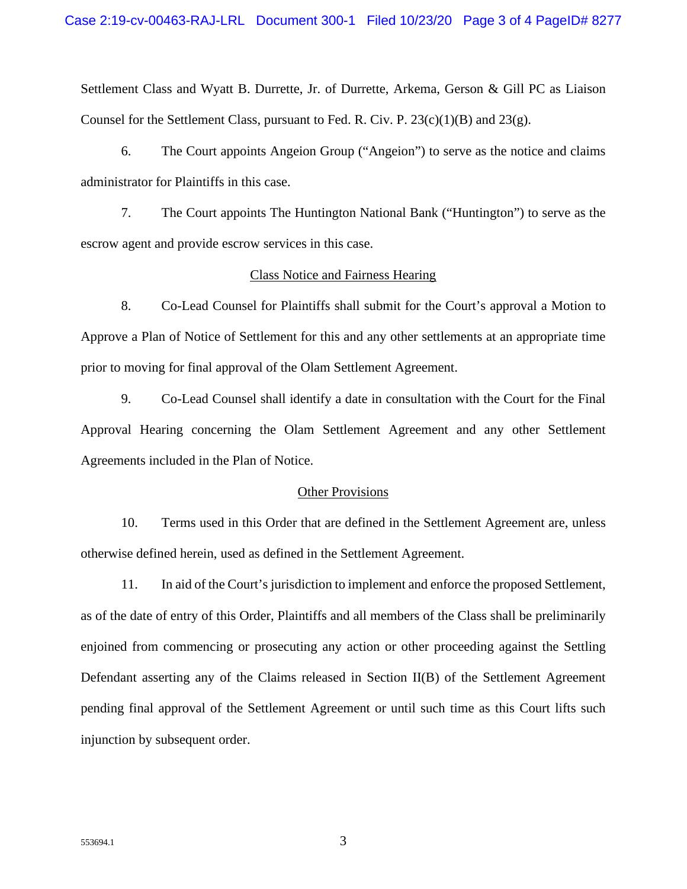Settlement Class and Wyatt B. Durrette, Jr. of Durrette, Arkema, Gerson & Gill PC as Liaison Counsel for the Settlement Class, pursuant to Fed. R. Civ. P. 23(c)(1)(B) and 23(g).

6. The Court appoints Angeion Group ("Angeion") to serve as the notice and claims administrator for Plaintiffs in this case.

7. The Court appoints The Huntington National Bank ("Huntington") to serve as the escrow agent and provide escrow services in this case.

## Class Notice and Fairness Hearing

8. Co-Lead Counsel for Plaintiffs shall submit for the Court's approval a Motion to Approve a Plan of Notice of Settlement for this and any other settlements at an appropriate time prior to moving for final approval of the Olam Settlement Agreement.

9. Co-Lead Counsel shall identify a date in consultation with the Court for the Final Approval Hearing concerning the Olam Settlement Agreement and any other Settlement Agreements included in the Plan of Notice.

## Other Provisions

10. Terms used in this Order that are defined in the Settlement Agreement are, unless otherwise defined herein, used as defined in the Settlement Agreement.

11. In aid of the Court's jurisdiction to implement and enforce the proposed Settlement, as of the date of entry of this Order, Plaintiffs and all members of the Class shall be preliminarily enjoined from commencing or prosecuting any action or other proceeding against the Settling Defendant asserting any of the Claims released in Section II(B) of the Settlement Agreement pending final approval of the Settlement Agreement or until such time as this Court lifts such injunction by subsequent order.

553694.1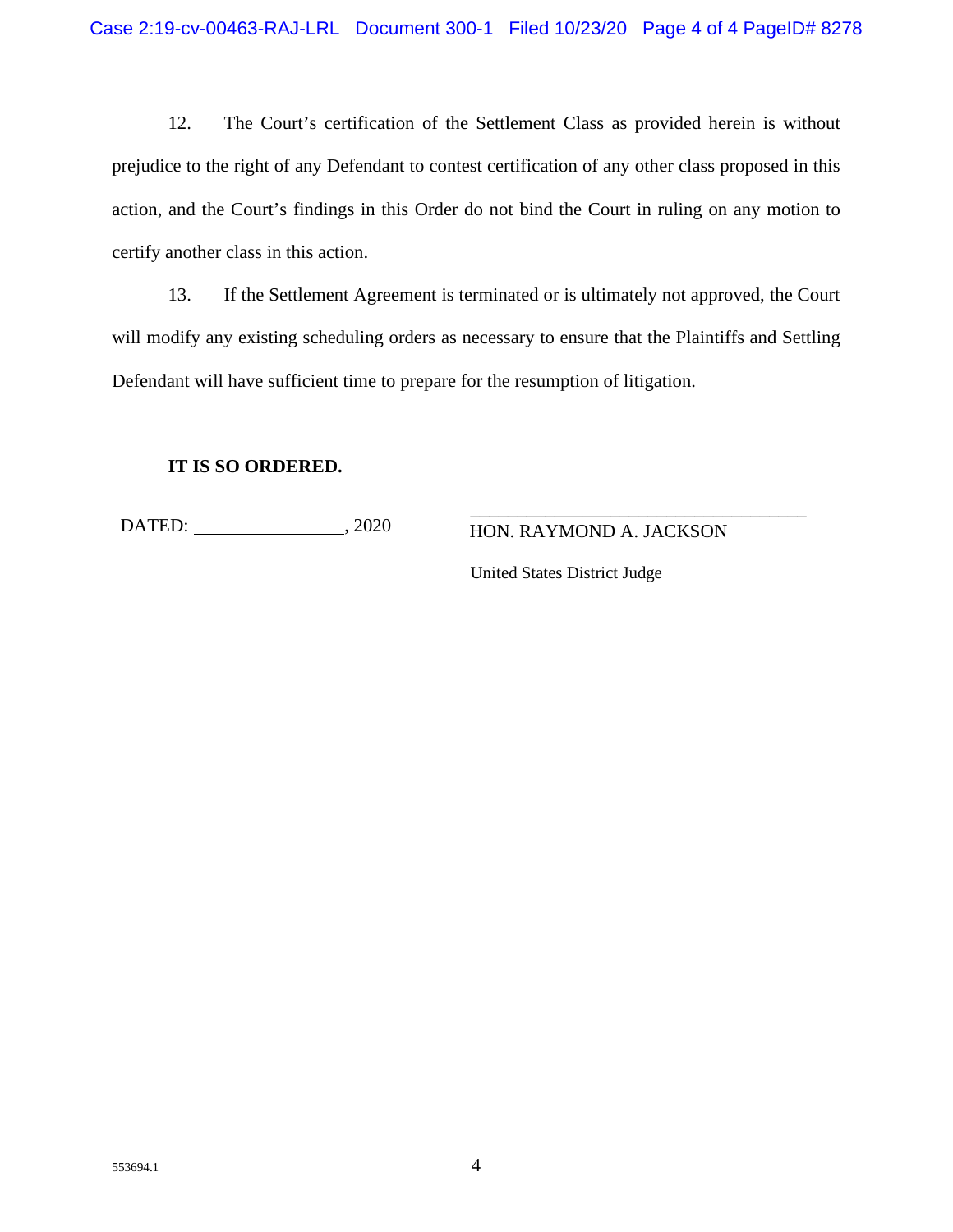12. The Court's certification of the Settlement Class as provided herein is without prejudice to the right of any Defendant to contest certification of any other class proposed in this action, and the Court's findings in this Order do not bind the Court in ruling on any motion to certify another class in this action.

13. If the Settlement Agreement is terminated or is ultimately not approved, the Court will modify any existing scheduling orders as necessary to ensure that the Plaintiffs and Settling Defendant will have sufficient time to prepare for the resumption of litigation.

**IT IS SO ORDERED.**

DATED: ________________, 2020

____________________________________
HON. RAYMOND A. JACKSON

United States District Judge

553694.1